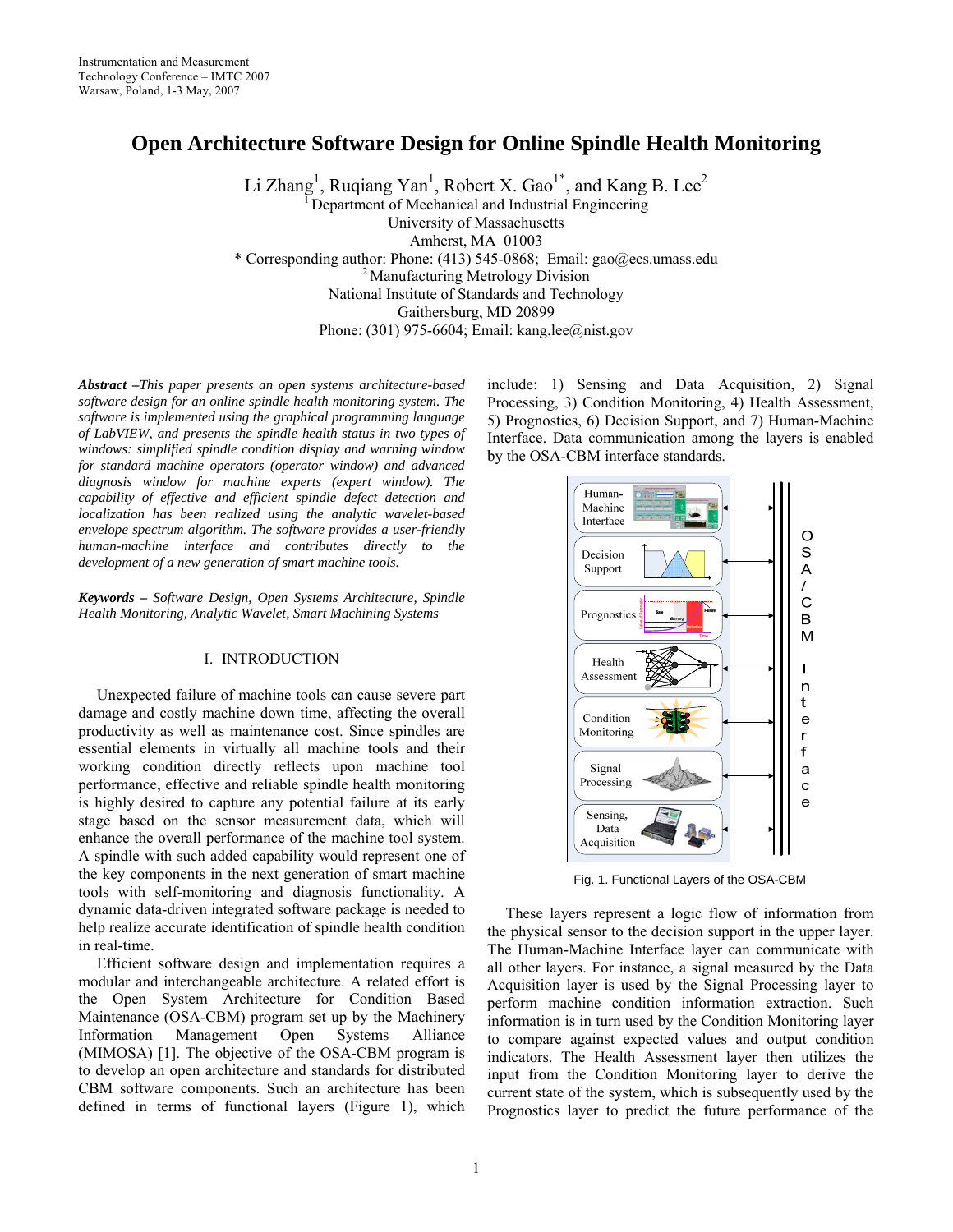Instrumentation and Measurement
Technology Conference – IMTC 2007
Warsaw, Poland, 1-3 May, 2007

# Open Architecture Software Design for Online Spindle Health Monitoring

Li Zhang[1], Ruqiang Yan[1], Robert X. Gao[1*], and Kang B. Lee[2]

[1] Department of Mechanical and Industrial Engineering
University of Massachusetts
Amherst, MA 01003
* Corresponding author: Phone: (413) 545-0868; Email: gao@ecs.umass.edu
[2] Manufacturing Metrology Division
National Institute of Standards and Technology
Gaithersburg, MD 20899
Phone: (301) 975-6604; Email: kang.lee@nist.gov

***Abstract –*** *This paper presents an open systems architecture-based software design for an online spindle health monitoring system. The software is implemented using the graphical programming language of LabVIEW, and presents the spindle health status in two types of windows: simplified spindle condition display and warning window for standard machine operators (operator window) and advanced diagnosis window for machine experts (expert window). The capability of effective and efficient spindle defect detection and localization has been realized using the analytic wavelet-based envelope spectrum algorithm. The software provides a user-friendly human-machine interface and contributes directly to the development of a new generation of smart machine tools.*

***Keywords –*** *Software Design, Open Systems Architecture, Spindle Health Monitoring, Analytic Wavelet, Smart Machining Systems*

## I. INTRODUCTION

Unexpected failure of machine tools can cause severe part damage and costly machine down time, affecting the overall productivity as well as maintenance cost. Since spindles are essential elements in virtually all machine tools and their working condition directly reflects upon machine tool performance, effective and reliable spindle health monitoring is highly desired to capture any potential failure at its early stage based on the sensor measurement data, which will enhance the overall performance of the machine tool system. A spindle with such added capability would represent one of the key components in the next generation of smart machine tools with self-monitoring and diagnosis functionality. A dynamic data-driven integrated software package is needed to help realize accurate identification of spindle health condition in real-time.

Efficient software design and implementation requires a modular and interchangeable architecture. A related effort is the Open System Architecture for Condition Based Maintenance (OSA-CBM) program set up by the Machinery Information Management Open Systems Alliance (MIMOSA) [1]. The objective of the OSA-CBM program is to develop an open architecture and standards for distributed CBM software components. Such an architecture has been defined in terms of functional layers (Figure 1), which include: 1) Sensing and Data Acquisition, 2) Signal Processing, 3) Condition Monitoring, 4) Health Assessment, 5) Prognostics, 6) Decision Support, and 7) Human-Machine Interface. Data communication among the layers is enabled by the OSA-CBM interface standards.

Human-Machine Interface
Decision Support
Prognostics
Health Assessment
Condition Monitoring
Signal Processing
Sensing, Data Acquisition
OSA/CBM Interface

Fig. 1. Functional Layers of the OSA-CBM

These layers represent a logic flow of information from the physical sensor to the decision support in the upper layer. The Human-Machine Interface layer can communicate with all other layers. For instance, a signal measured by the Data Acquisition layer is used by the Signal Processing layer to perform machine condition information extraction. Such information is in turn used by the Condition Monitoring layer to compare against expected values and output condition indicators. The Health Assessment layer then utilizes the input from the Condition Monitoring layer to derive the current state of the system, which is subsequently used by the Prognostics layer to predict the future performance of the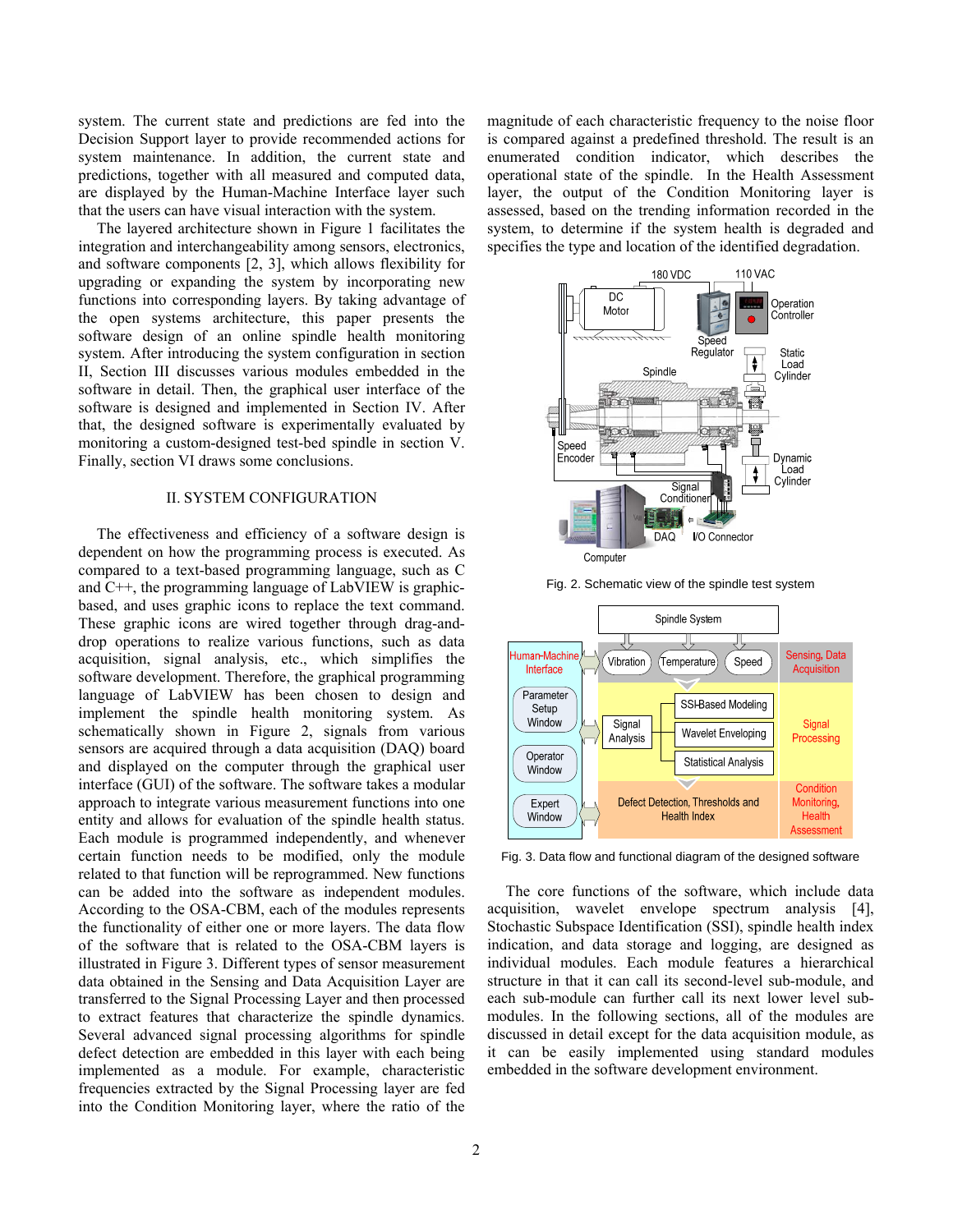system. The current state and predictions are fed into the Decision Support layer to provide recommended actions for system maintenance. In addition, the current state and predictions, together with all measured and computed data, are displayed by the Human-Machine Interface layer such that the users can have visual interaction with the system.

The layered architecture shown in Figure 1 facilitates the integration and interchangeability among sensors, electronics, and software components [2, 3], which allows flexibility for upgrading or expanding the system by incorporating new functions into corresponding layers. By taking advantage of the open systems architecture, this paper presents the software design of an online spindle health monitoring system. After introducing the system configuration in section II, Section III discusses various modules embedded in the software in detail. Then, the graphical user interface of the software is designed and implemented in Section IV. After that, the designed software is experimentally evaluated by monitoring a custom-designed test-bed spindle in section V. Finally, section VI draws some conclusions.

## II. SYSTEM CONFIGURATION

The effectiveness and efficiency of a software design is dependent on how the programming process is executed. As compared to a text-based programming language, such as C and C++, the programming language of LabVIEW is graphic-based, and uses graphic icons to replace the text command. These graphic icons are wired together through drag-and-drop operations to realize various functions, such as data acquisition, signal analysis, etc., which simplifies the software development. Therefore, the graphical programming language of LabVIEW has been chosen to design and implement the spindle health monitoring system. As schematically shown in Figure 2, signals from various sensors are acquired through a data acquisition (DAQ) board and displayed on the computer through the graphical user interface (GUI) of the software. The software takes a modular approach to integrate various measurement functions into one entity and allows for evaluation of the spindle health status. Each module is programmed independently, and whenever certain function needs to be modified, only the module related to that function will be reprogrammed. New functions can be added into the software as independent modules. According to the OSA-CBM, each of the modules represents the functionality of either one or more layers. The data flow of the software that is related to the OSA-CBM layers is illustrated in Figure 3. Different types of sensor measurement data obtained in the Sensing and Data Acquisition Layer are transferred to the Signal Processing Layer and then processed to extract features that characterize the spindle dynamics. Several advanced signal processing algorithms for spindle defect detection are embedded in this layer with each being implemented as a module. For example, characteristic frequencies extracted by the Signal Processing layer are fed into the Condition Monitoring layer, where the ratio of the magnitude of each characteristic frequency to the noise floor is compared against a predefined threshold. The result is an enumerated condition indicator, which describes the operational state of the spindle. In the Health Assessment layer, the output of the Condition Monitoring layer is assessed, based on the trending information recorded in the system, to determine if the system health is degraded and specifies the type and location of the identified degradation.

180 VDC
110 VAC
DC Motor
Operation Controller
Speed Regulator
Static Load Cylinder
Spindle
Speed Encoder
Dynamic Load Cylinder
Signal Conditioner
DAQ
I/O Connector
Computer

Fig. 2. Schematic view of the spindle test system

Spindle System
Human-Machine Interface
Parameter Setup Window
Operator Window
Expert Window
Vibration
Temperature
Speed
Sensing, Data Acquisition
Signal Analysis
SSI-Based Modeling
Wavelet Enveloping
Statistical Analysis
Signal Processing
Defect Detection, Thresholds and Health Index
Condition Monitoring, Health Assessment

Fig. 3. Data flow and functional diagram of the designed software

The core functions of the software, which include data acquisition, wavelet envelope spectrum analysis [4], Stochastic Subspace Identification (SSI), spindle health index indication, and data storage and logging, are designed as individual modules. Each module features a hierarchical structure in that it can call its second-level sub-module, and each sub-module can further call its next lower level sub-modules. In the following sections, all of the modules are discussed in detail except for the data acquisition module, as it can be easily implemented using standard modules embedded in the software development environment.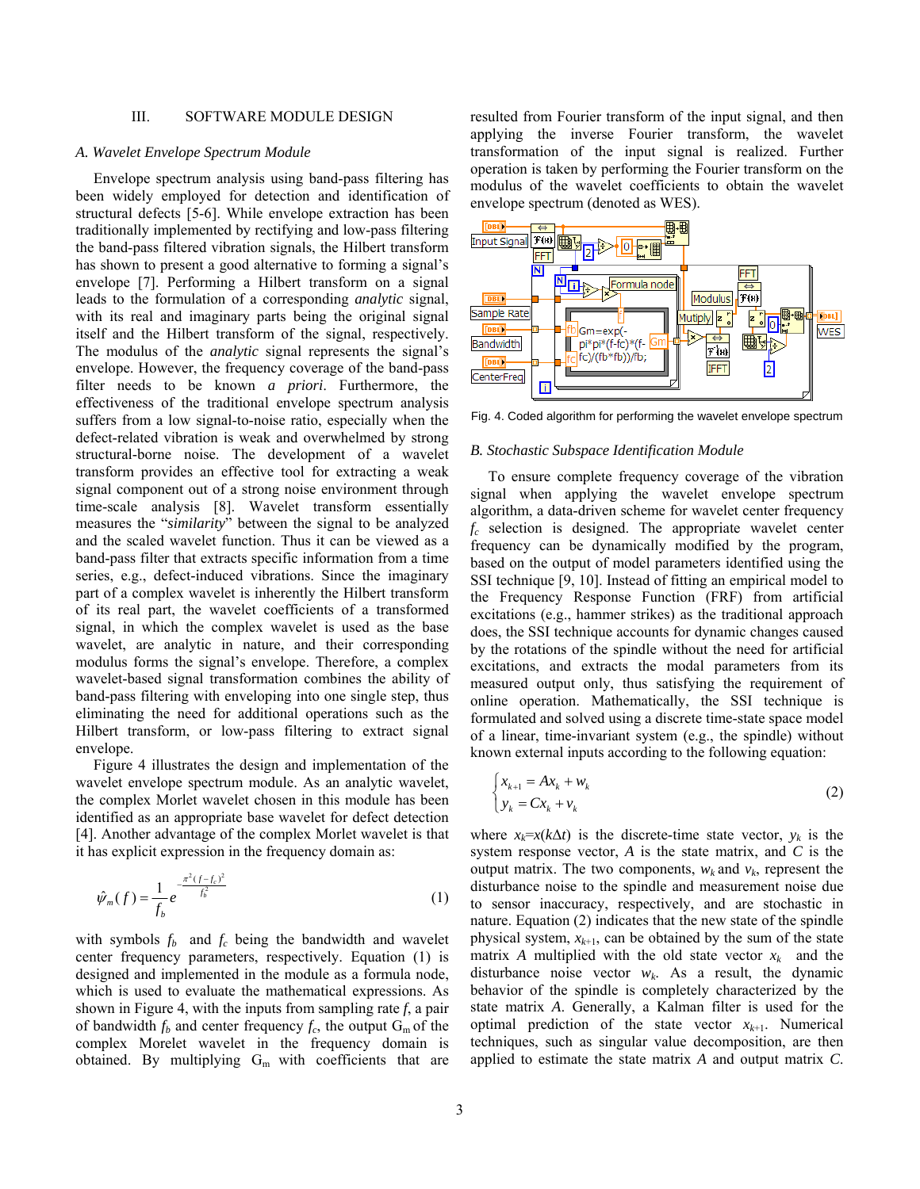## III. SOFTWARE MODULE DESIGN

### *A. Wavelet Envelope Spectrum Module*

Envelope spectrum analysis using band-pass filtering has been widely employed for detection and identification of structural defects [5-6]. While envelope extraction has been traditionally implemented by rectifying and low-pass filtering the band-pass filtered vibration signals, the Hilbert transform has shown to present a good alternative to forming a signal's envelope [7]. Performing a Hilbert transform on a signal leads to the formulation of a corresponding *analytic* signal, with its real and imaginary parts being the original signal itself and the Hilbert transform of the signal, respectively. The modulus of the *analytic* signal represents the signal's envelope. However, the frequency coverage of the band-pass filter needs to be known *a priori*. Furthermore, the effectiveness of the traditional envelope spectrum analysis suffers from a low signal-to-noise ratio, especially when the defect-related vibration is weak and overwhelmed by strong structural-borne noise. The development of a wavelet transform provides an effective tool for extracting a weak signal component out of a strong noise environment through time-scale analysis [8]. Wavelet transform essentially measures the "*similarity*" between the signal to be analyzed and the scaled wavelet function. Thus it can be viewed as a band-pass filter that extracts specific information from a time series, e.g., defect-induced vibrations. Since the imaginary part of a complex wavelet is inherently the Hilbert transform of its real part, the wavelet coefficients of a transformed signal, in which the complex wavelet is used as the base wavelet, are analytic in nature, and their corresponding modulus forms the signal's envelope. Therefore, a complex wavelet-based signal transformation combines the ability of band-pass filtering with enveloping into one single step, thus eliminating the need for additional operations such as the Hilbert transform, or low-pass filtering to extract signal envelope.

Figure 4 illustrates the design and implementation of the wavelet envelope spectrum module. As an analytic wavelet, the complex Morlet wavelet chosen in this module has been identified as an appropriate base wavelet for defect detection [4]. Another advantage of the complex Morlet wavelet is that it has explicit expression in the frequency domain as:

$$\hat{\psi}_m(f) = \frac{1}{f_b} e^{-\frac{\pi^2 (f - f_c)^2}{f_b^2}} \tag{1}$$

with symbols $f_b$ and $f_c$ being the bandwidth and wavelet center frequency parameters, respectively. Equation (1) is designed and implemented in the module as a formula node, which is used to evaluate the mathematical expressions. As shown in Figure 4, with the inputs from sampling rate $f$, a pair of bandwidth $f_b$ and center frequency $f_c$, the output $G_m$ of the complex Morelet wavelet in the frequency domain is obtained. By multiplying $G_m$ with coefficients that are resulted from Fourier transform of the input signal, and then applying the inverse Fourier transform, the wavelet transformation of the input signal is realized. Further operation is taken by performing the Fourier transform on the modulus of the wavelet coefficients to obtain the wavelet envelope spectrum (denoted as WES).

Input Signal
FFT
Sample Rate
Bandwidth
CenterFreq
Formula node
fb Gm=exp(-pi*pi*(f-fc)*(f-fc)/(fb*fb))/fb;
fc
Gm
Mutiply
Modulus
FFT
IFFT
WES

Fig. 4. Coded algorithm for performing the wavelet envelope spectrum

### *B. Stochastic Subspace Identification Module*

To ensure complete frequency coverage of the vibration signal when applying the wavelet envelope spectrum algorithm, a data-driven scheme for wavelet center frequency $f_c$ selection is designed. The appropriate wavelet center frequency can be dynamically modified by the program, based on the output of model parameters identified using the SSI technique [9, 10]. Instead of fitting an empirical model to the Frequency Response Function (FRF) from artificial excitations (e.g., hammer strikes) as the traditional approach does, the SSI technique accounts for dynamic changes caused by the rotations of the spindle without the need for artificial excitations, and extracts the modal parameters from its measured output only, thus satisfying the requirement of online operation. Mathematically, the SSI technique is formulated and solved using a discrete time-state space model of a linear, time-invariant system (e.g., the spindle) without known external inputs according to the following equation:

$$\begin{cases} x_{k+1} = Ax_k + w_k \\ y_k = Cx_k + v_k \end{cases} \tag{2}$$

where $x_k=x(k\Delta t)$ is the discrete-time state vector, $y_k$ is the system response vector, $A$ is the state matrix, and $C$ is the output matrix. The two components, $w_k$ and $v_k$, represent the disturbance noise to the spindle and measurement noise due to sensor inaccuracy, respectively, and are stochastic in nature. Equation (2) indicates that the new state of the spindle physical system, $x_{k+1}$, can be obtained by the sum of the state matrix $A$ multiplied with the old state vector $x_k$ and the disturbance noise vector $w_k$. As a result, the dynamic behavior of the spindle is completely characterized by the state matrix $A$. Generally, a Kalman filter is used for the optimal prediction of the state vector $x_{k+1}$. Numerical techniques, such as singular value decomposition, are then applied to estimate the state matrix $A$ and output matrix $C$.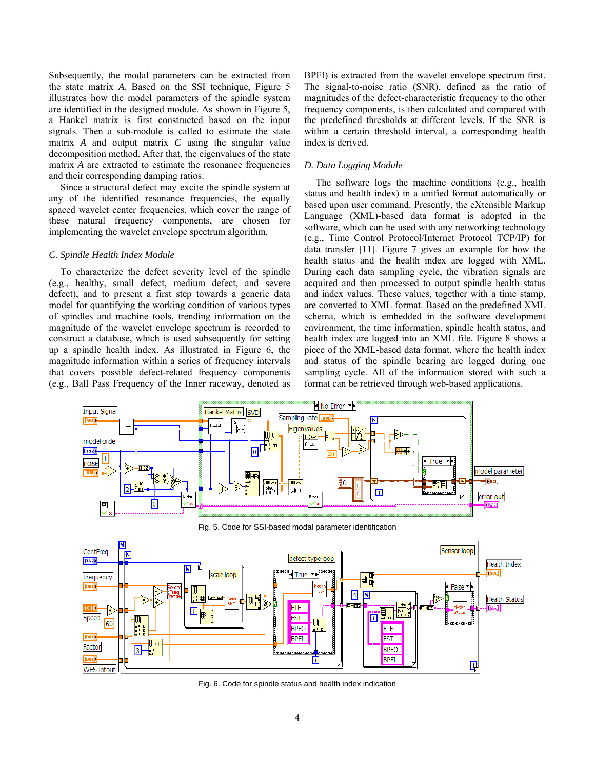Subsequently, the modal parameters can be extracted from the state matrix *A*. Based on the SSI technique, Figure 5 illustrates how the model parameters of the spindle system are identified in the designed module. As shown in Figure 5, a Hankel matrix is first constructed based on the input signals. Then a sub-module is called to estimate the state matrix *A* and output matrix *C* using the singular value decomposition method. After that, the eigenvalues of the state matrix *A* are extracted to estimate the resonance frequencies and their corresponding damping ratios.

Since a structural defect may excite the spindle system at any of the identified resonance frequencies, the equally spaced wavelet center frequencies, which cover the range of these natural frequency components, are chosen for implementing the wavelet envelope spectrum algorithm.

### C. Spindle Health Index Module

To characterize the defect severity level of the spindle (e.g., healthy, small defect, medium defect, and severe defect), and to present a first step towards a generic data model for quantifying the working condition of various types of spindles and machine tools, trending information on the magnitude of the wavelet envelope spectrum is recorded to construct a database, which is used subsequently for setting up a spindle health index. As illustrated in Figure 6, the magnitude information within a series of frequency intervals that covers possible defect-related frequency components (e.g., Ball Pass Frequency of the Inner raceway, denoted as BPFI) is extracted from the wavelet envelope spectrum first. The signal-to-noise ratio (SNR), defined as the ratio of magnitudes of the defect-characteristic frequency to the other frequency components, is then calculated and compared with the predefined thresholds at different levels. If the SNR is within a certain threshold interval, a corresponding health index is derived.

### D. Data Logging Module

The software logs the machine conditions (e.g., health status and health index) in a unified format automatically or based upon user command. Presently, the eXtensible Markup Language (XML)-based data format is adopted in the software, which can be used with any networking technology (e.g., Time Control Protocol/Internet Protocol TCP/IP) for data transfer [11]. Figure 7 gives an example for how the health status and the health index are logged with XML. During each data sampling cycle, the vibration signals are acquired and then processed to output spindle health status and index values. These values, together with a time stamp, are converted to XML format. Based on the predefined XML schema, which is embedded in the software development environment, the time information, spindle health status, and health index are logged into an XML file. Figure 8 shows a piece of the XML-based data format, where the health index and status of the spindle bearing are logged during one sampling cycle. All of the information stored with such a format can be retrieved through web-based applications.

Fig. 5. Code for SSI-based modal parameter identification

Fig. 6. Code for spindle status and health index indication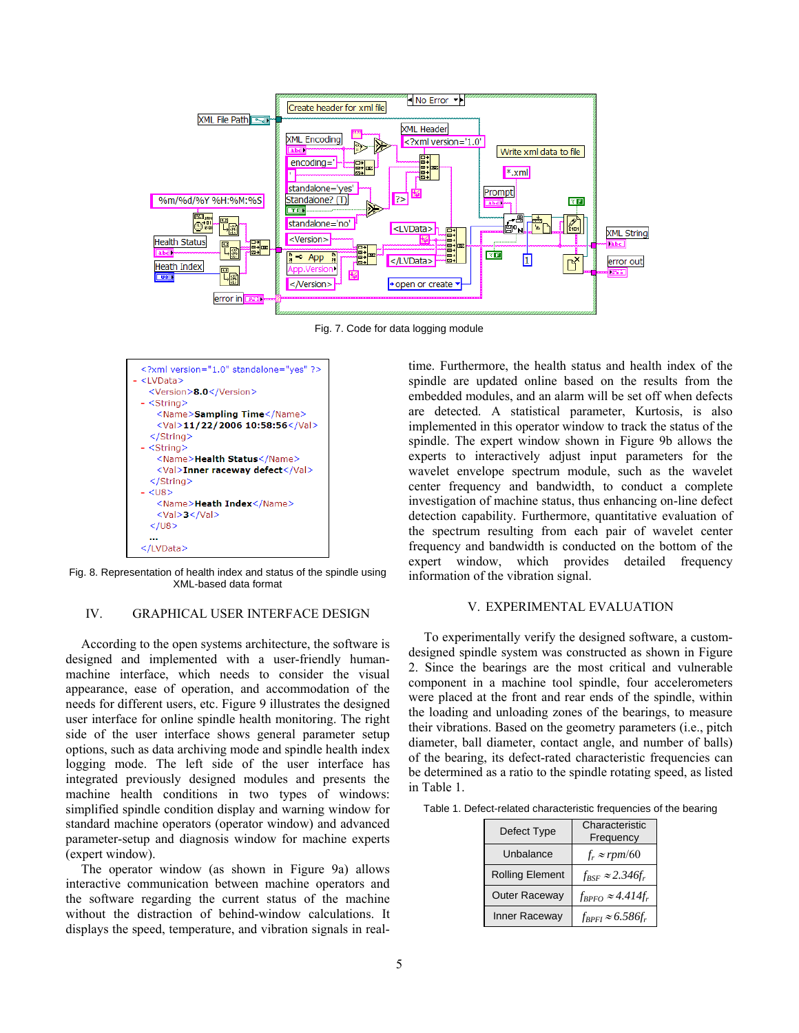Fig. 7. Code for data logging module

```
<?xml version="1.0" standalone="yes" ?>
- <LVData>
    <Version>8.0</Version>
  - <String>
      <Name>Sampling Time</Name>
      <Val>11/22/2006 10:58:56</Val>
    </String>
  - <String>
      <Name>Health Status</Name>
      <Val>Inner raceway defect</Val>
    </String>
  - <U8>
      <Name>Heath Index</Name>
      <Val>3</Val>
    </U8>
    ...
  </LVData>
```

Fig. 8. Representation of health index and status of the spindle using XML-based data format

## IV. GRAPHICAL USER INTERFACE DESIGN

According to the open systems architecture, the software is designed and implemented with a user-friendly human-machine interface, which needs to consider the visual appearance, ease of operation, and accommodation of the needs for different users, etc. Figure 9 illustrates the designed user interface for online spindle health monitoring. The right side of the user interface shows general parameter setup options, such as data archiving mode and spindle health index logging mode. The left side of the user interface has integrated previously designed modules and presents the machine health conditions in two types of windows: simplified spindle condition display and warning window for standard machine operators (operator window) and advanced parameter-setup and diagnosis window for machine experts (expert window).

The operator window (as shown in Figure 9a) allows interactive communication between machine operators and the software regarding the current status of the machine without the distraction of behind-window calculations. It displays the speed, temperature, and vibration signals in real-time. Furthermore, the health status and health index of the spindle are updated online based on the results from the embedded modules, and an alarm will be set off when defects are detected. A statistical parameter, Kurtosis, is also implemented in this operator window to track the status of the spindle. The expert window shown in Figure 9b allows the experts to interactively adjust input parameters for the wavelet envelope spectrum module, such as the wavelet center frequency and bandwidth, to conduct a complete investigation of machine status, thus enhancing on-line defect detection capability. Furthermore, quantitative evaluation of the spectrum resulting from each pair of wavelet center frequency and bandwidth is conducted on the bottom of the expert window, which provides detailed frequency information of the vibration signal.

## V. EXPERIMENTAL EVALUATION

To experimentally verify the designed software, a custom-designed spindle system was constructed as shown in Figure 2. Since the bearings are the most critical and vulnerable component in a machine tool spindle, four accelerometers were placed at the front and rear ends of the spindle, within the loading and unloading zones of the bearings, to measure their vibrations. Based on the geometry parameters (i.e., pitch diameter, ball diameter, contact angle, and number of balls) of the bearing, its defect-rated characteristic frequencies can be determined as a ratio to the spindle rotating speed, as listed in Table 1.

Table 1. Defect-related characteristic frequencies of the bearing

| Defect Type | Characteristic Frequency |
|---|---|
| Unbalance | $f_r \approx rpm/60$ |
| Rolling Element | $f_{BSF} \approx 2.346 f_r$ |
| Outer Raceway | $f_{BPFO} \approx 4.414 f_r$ |
| Inner Raceway | $f_{BPFI} \approx 6.586 f_r$ |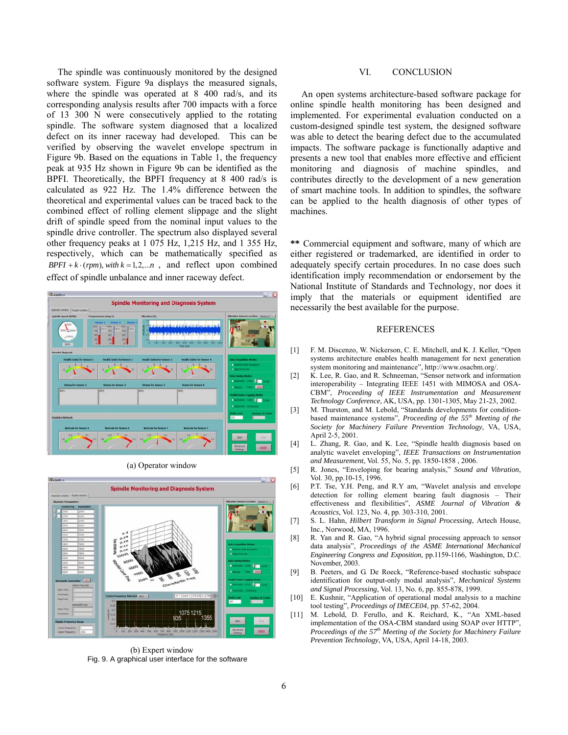The spindle was continuously monitored by the designed software system. Figure 9a displays the measured signals, where the spindle was operated at 8 400 rad/s, and its corresponding analysis results after 700 impacts with a force of 13 300 N were consecutively applied to the rotating spindle. The software system diagnosed that a localized defect on its inner raceway had developed. This can be verified by observing the wavelet envelope spectrum in Figure 9b. Based on the equations in Table 1, the frequency peak at 935 Hz shown in Figure 9b can be identified as the BPFI. Theoretically, the BPFI frequency at 8 400 rad/s is calculated as 922 Hz. The 1.4% difference between the theoretical and experimental values can be traced back to the combined effect of rolling element slippage and the slight drift of spindle speed from the nominal input values to the spindle drive controller. The spectrum also displayed several other frequency peaks at 1 075 Hz, 1,215 Hz, and 1 355 Hz, respectively, which can be mathematically specified as $BPFI + k \cdot (rpm), with\ k = 1,2,...n$ , and reflect upon combined effect of spindle unbalance and inner raceway defect.

(a) Operator window

(b) Expert window

Fig. 9. A graphical user interface for the software

## VI. CONCLUSION

An open systems architecture-based software package for online spindle health monitoring has been designed and implemented. For experimental evaluation conducted on a custom-designed spindle test system, the designed software was able to detect the bearing defect due to the accumulated impacts. The software package is functionally adaptive and presents a new tool that enables more effective and efficient monitoring and diagnosis of machine spindles, and contributes directly to the development of a new generation of smart machine tools. In addition to spindles, the software can be applied to the health diagnosis of other types of machines.

**\*\*** Commercial equipment and software, many of which are either registered or trademarked, are identified in order to adequately specify certain procedures. In no case does such identification imply recommendation or endorsement by the National Institute of Standards and Technology, nor does it imply that the materials or equipment identified are necessarily the best available for the purpose.

## REFERENCES

[1] F. M. Discenzo, W. Nickerson, C. E. Mitchell, and K. J. Keller, "Open systems architecture enables health management for next generation system monitoring and maintenance", http://www.osacbm.org/.

[2] K. Lee, R. Gao, and R. Schneeman, "Sensor network and information interoperability – Integrating IEEE 1451 with MIMOSA and OSA-CBM", *Proceeding of IEEE Instrumentation and Measurement Technology Conference*, AK, USA, pp. 1301-1305, May 21-23, 2002.

[3] M. Thurston, and M. Lebold, "Standards developments for condition-based maintenance systems", *Proceeding of the 55th Meeting of the Society for Machinery Failure Prevention Technology*, VA, USA, April 2-5, 2001.

[4] L. Zhang, R. Gao, and K. Lee, "Spindle health diagnosis based on analytic wavelet enveloping", *IEEE Transactions on Instrumentation and Measurement*, Vol. 55, No. 5, pp. 1850-1858 , 2006.

[5] R. Jones, "Enveloping for bearing analysis," *Sound and Vibration*, Vol. 30, pp.10-15, 1996.

[6] P.T. Tse, Y.H. Peng, and R.Y am, "Wavelet analysis and envelope detection for rolling element bearing fault diagnosis – Their effectiveness and flexibilities", *ASME Journal of Vibration & Acoustics*, Vol. 123, No. 4, pp. 303-310, 2001.

[7] S. L. Hahn, *Hilbert Transform in Signal Processing*, Artech House, Inc., Norwood, MA, 1996.

[8] R. Yan and R. Gao, "A hybrid signal processing approach to sensor data analysis", *Proceedings of the ASME International Mechanical Engineering Congress and Exposition,* pp.1159-1166, Washington, D.C. November, 2003.

[9] B. Peeters, and G. De Roeck, "Reference-based stochastic subspace identification for output-only modal analysis", *Mechanical Systems and Signal Processing*, Vol. 13, No. 6, pp. 855-878, 1999.

[10] E. Kushnir, "Application of operational modal analysis to a machine tool testing", *Proceedings of IMECE04*, pp. 57-62, 2004.

[11] M. Lebold, D. Ferullo, and K. Reichard, K., "An XML-based implementation of the OSA-CBM standard using SOAP over HTTP", *Proceedings of the 57th Meeting of the Society for Machinery Failure Prevention Technology*, VA, USA, April 14-18, 2003.